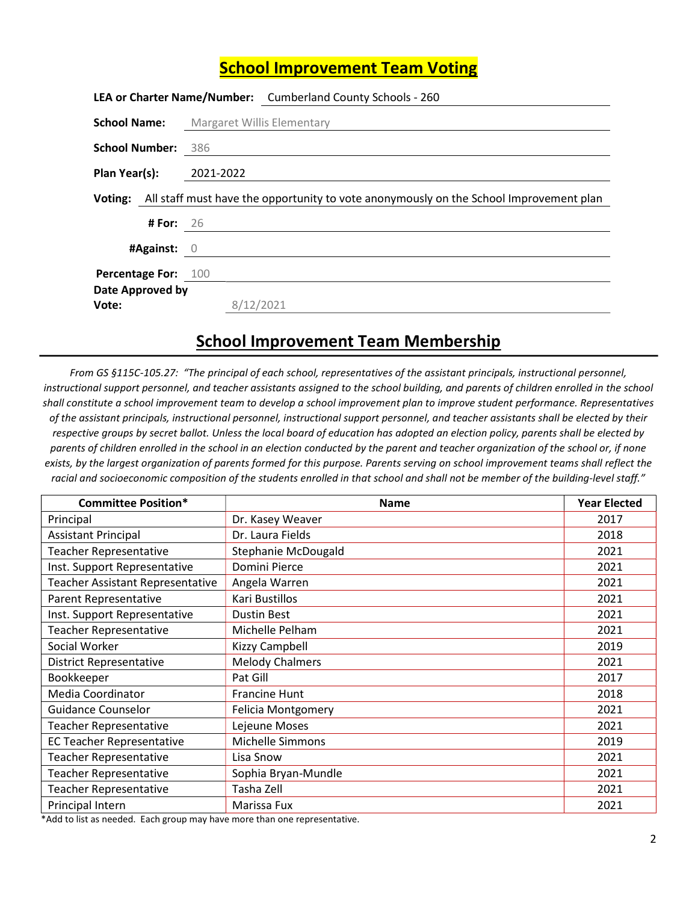# School Improvement Team Voting

**LEA or Charter Name/Number:** Cumberland County Schools - 260

**School Name:** Margaret Willis Elementary

**School Number:** 386

**Plan Year(s):** 2021-2022

**Voting:** All staff must have the opportunity to vote anonymously on the School Improvement plan

**# For:** 26

**#Against:** 0

**Percentage For:** 100

**Date Approved by Vote:** 8/12/2021

# School Improvement Team Membership

*From GS §115C-105.27: "The principal of each school, representatives of the assistant principals, instructional personnel, instructional support personnel, and teacher assistants assigned to the school building, and parents of children enrolled in the school shall constitute a school improvement team to develop a school improvement plan to improve student performance. Representatives of the assistant principals, instructional personnel, instructional support personnel, and teacher assistants shall be elected by their respective groups by secret ballot. Unless the local board of education has adopted an election policy, parents shall be elected by parents of children enrolled in the school in an election conducted by the parent and teacher organization of the school or, if none exists, by the largest organization of parents formed for this purpose. Parents serving on school improvement teams shall reflect the racial and socioeconomic composition of the students enrolled in that school and shall not be member of the building-level staff."*

| Committee Position* | Name | Year Elected |
|---|---|---|
| Principal | Dr. Kasey Weaver | 2017 |
| Assistant Principal | Dr. Laura Fields | 2018 |
| Teacher Representative | Stephanie McDougald | 2021 |
| Inst. Support Representative | Domini Pierce | 2021 |
| Teacher Assistant Representative | Angela Warren | 2021 |
| Parent Representative | Kari Bustillos | 2021 |
| Inst. Support Representative | Dustin Best | 2021 |
| Teacher Representative | Michelle Pelham | 2021 |
| Social Worker | Kizzy Campbell | 2019 |
| District Representative | Melody Chalmers | 2021 |
| Bookkeeper | Pat Gill | 2017 |
| Media Coordinator | Francine Hunt | 2018 |
| Guidance Counselor | Felicia Montgomery | 2021 |
| Teacher Representative | Lejeune Moses | 2021 |
| EC Teacher Representative | Michelle Simmons | 2019 |
| Teacher Representative | Lisa Snow | 2021 |
| Teacher Representative | Sophia Bryan-Mundle | 2021 |
| Teacher Representative | Tasha Zell | 2021 |
| Principal Intern | Marissa Fux | 2021 |

*Add to list as needed. Each group may have more than one representative.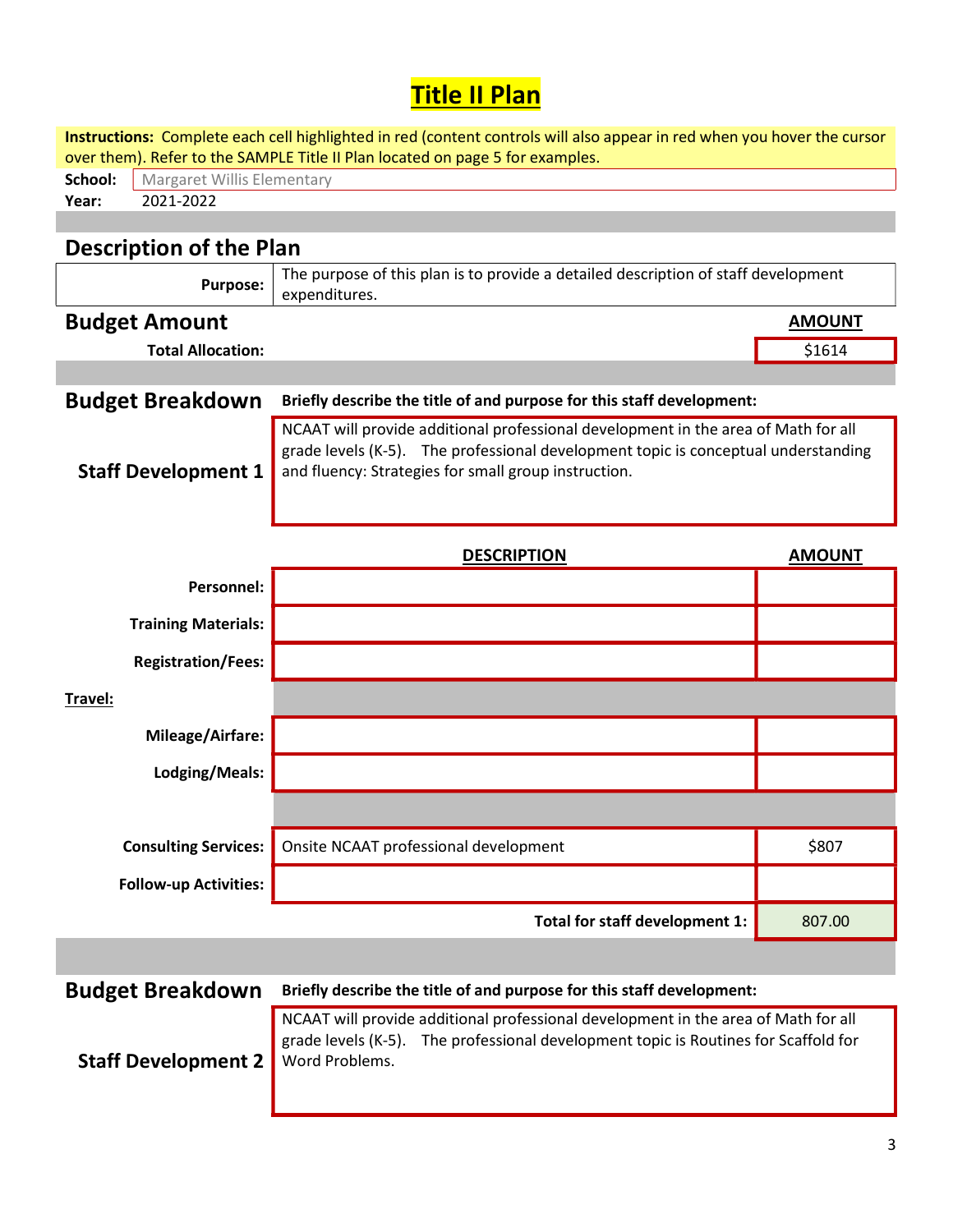# Title II Plan

**Instructions:** Complete each cell highlighted in red (content controls will also appear in red when you hover the cursor over them). Refer to the SAMPLE Title II Plan located on page 5 for examples.

**School:** Margaret Willis Elementary

**Year:** 2021-2022

## Description of the Plan

| | |
|---|---|
| **Purpose:** | The purpose of this plan is to provide a detailed description of staff development expenditures. |

## Budget Amount

| | **AMOUNT** |
|---|---|
| **Total Allocation:** | $1614 |

## Budget Breakdown

**Briefly describe the title of and purpose for this staff development:**

**Staff Development 1**

NCAAT will provide additional professional development in the area of Math for all grade levels (K-5). The professional development topic is conceptual understanding and fluency: Strategies for small group instruction.

| | **DESCRIPTION** | **AMOUNT** |
|---|---|---|
| **Personnel:** | | |
| **Training Materials:** | | |
| **Registration/Fees:** | | |
| **Travel:** | | |
| **Mileage/Airfare:** | | |
| **Lodging/Meals:** | | |
| **Consulting Services:** | Onsite NCAAT professional development | $807 |
| **Follow-up Activities:** | | |
| | **Total for staff development 1:** | 807.00 |

## Budget Breakdown

**Briefly describe the title of and purpose for this staff development:**

**Staff Development 2**

NCAAT will provide additional professional development in the area of Math for all grade levels (K-5). The professional development topic is Routines for Scaffold for Word Problems.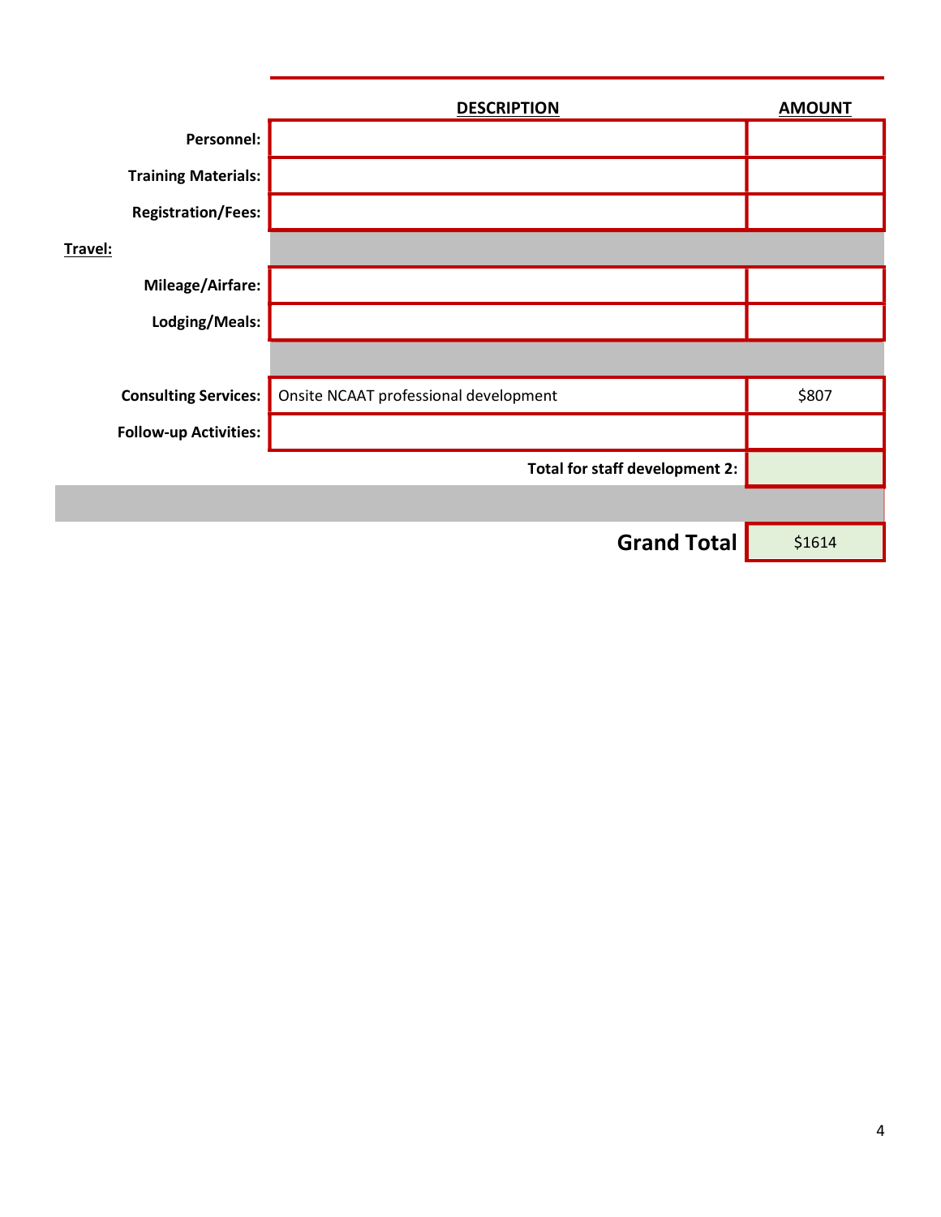| | DESCRIPTION | AMOUNT |
|---|---|---|
| **Personnel:** | | |
| **Training Materials:** | | |
| **Registration/Fees:** | | |
| **Travel:** | | |
| **Mileage/Airfare:** | | |
| **Lodging/Meals:** | | |
| | | |
| **Consulting Services:** | Onsite NCAAT professional development | $807 |
| **Follow-up Activities:** | | |
| | **Total for staff development 2:** | |
| | | |
| | **Grand Total** | $1614 |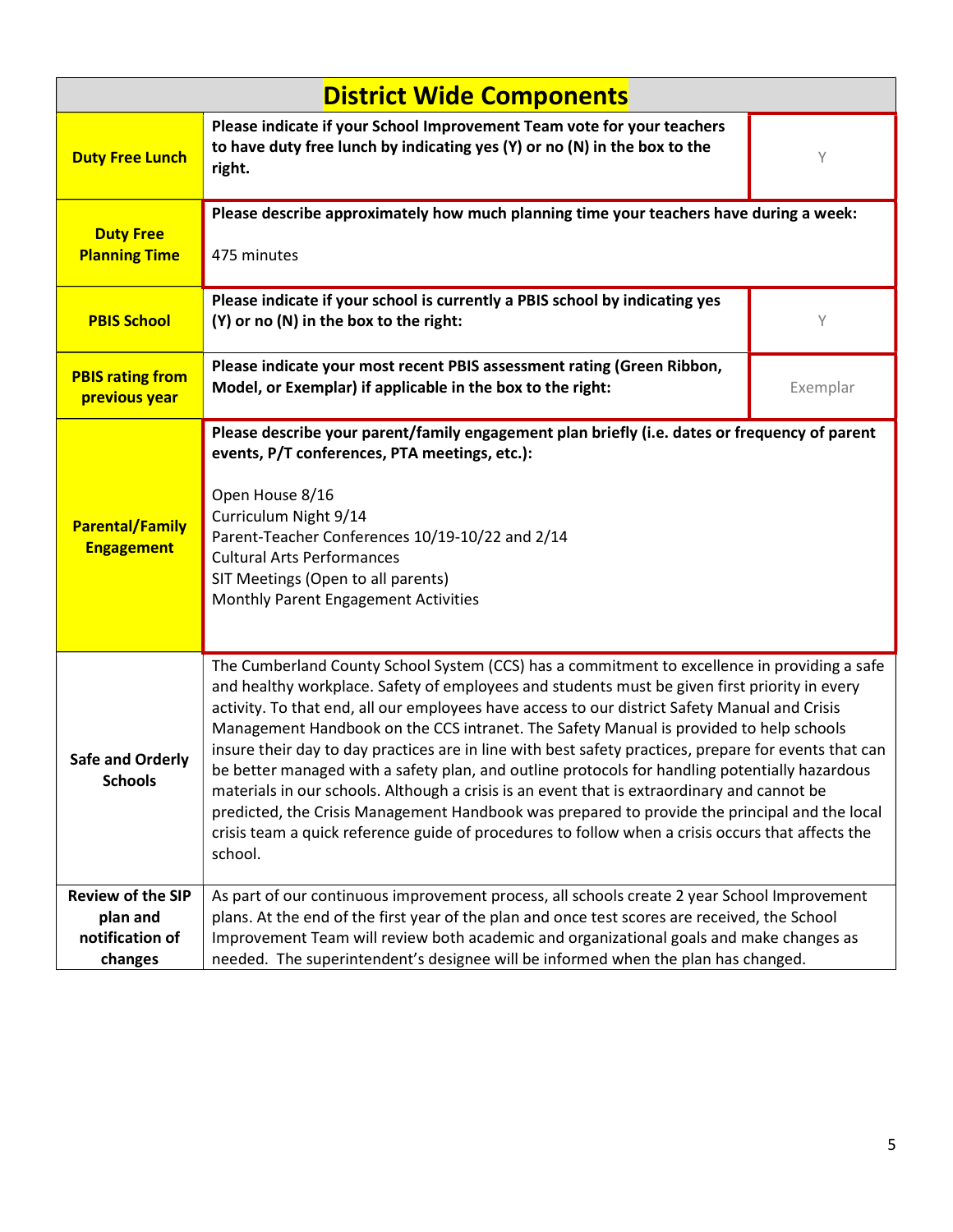## District Wide Components

| | | |
|---|---|---|
| **Duty Free Lunch** | **Please indicate if your School Improvement Team vote for your teachers to have duty free lunch by indicating yes (Y) or no (N) in the box to the right.** | Y |
| **Duty Free Planning Time** | **Please describe approximately how much planning time your teachers have during a week:**<br><br>475 minutes | |
| **PBIS School** | **Please indicate if your school is currently a PBIS school by indicating yes (Y) or no (N) in the box to the right:** | Y |
| **PBIS rating from previous year** | **Please indicate your most recent PBIS assessment rating (Green Ribbon, Model, or Exemplar) if applicable in the box to the right:** | Exemplar |
| **Parental/Family Engagement** | **Please describe your parent/family engagement plan briefly (i.e. dates or frequency of parent events, P/T conferences, PTA meetings, etc.):**<br><br>Open House 8/16<br>Curriculum Night 9/14<br>Parent-Teacher Conferences 10/19-10/22 and 2/14<br>Cultural Arts Performances<br>SIT Meetings (Open to all parents)<br>Monthly Parent Engagement Activities | |
| **Safe and Orderly Schools** | The Cumberland County School System (CCS) has a commitment to excellence in providing a safe and healthy workplace. Safety of employees and students must be given first priority in every activity. To that end, all our employees have access to our district Safety Manual and Crisis Management Handbook on the CCS intranet. The Safety Manual is provided to help schools insure their day to day practices are in line with best safety practices, prepare for events that can be better managed with a safety plan, and outline protocols for handling potentially hazardous materials in our schools. Although a crisis is an event that is extraordinary and cannot be predicted, the Crisis Management Handbook was prepared to provide the principal and the local crisis team a quick reference guide of procedures to follow when a crisis occurs that affects the school. | |
| **Review of the SIP plan and notification of changes** | As part of our continuous improvement process, all schools create 2 year School Improvement plans. At the end of the first year of the plan and once test scores are received, the School Improvement Team will review both academic and organizational goals and make changes as needed. The superintendent's designee will be informed when the plan has changed. | |